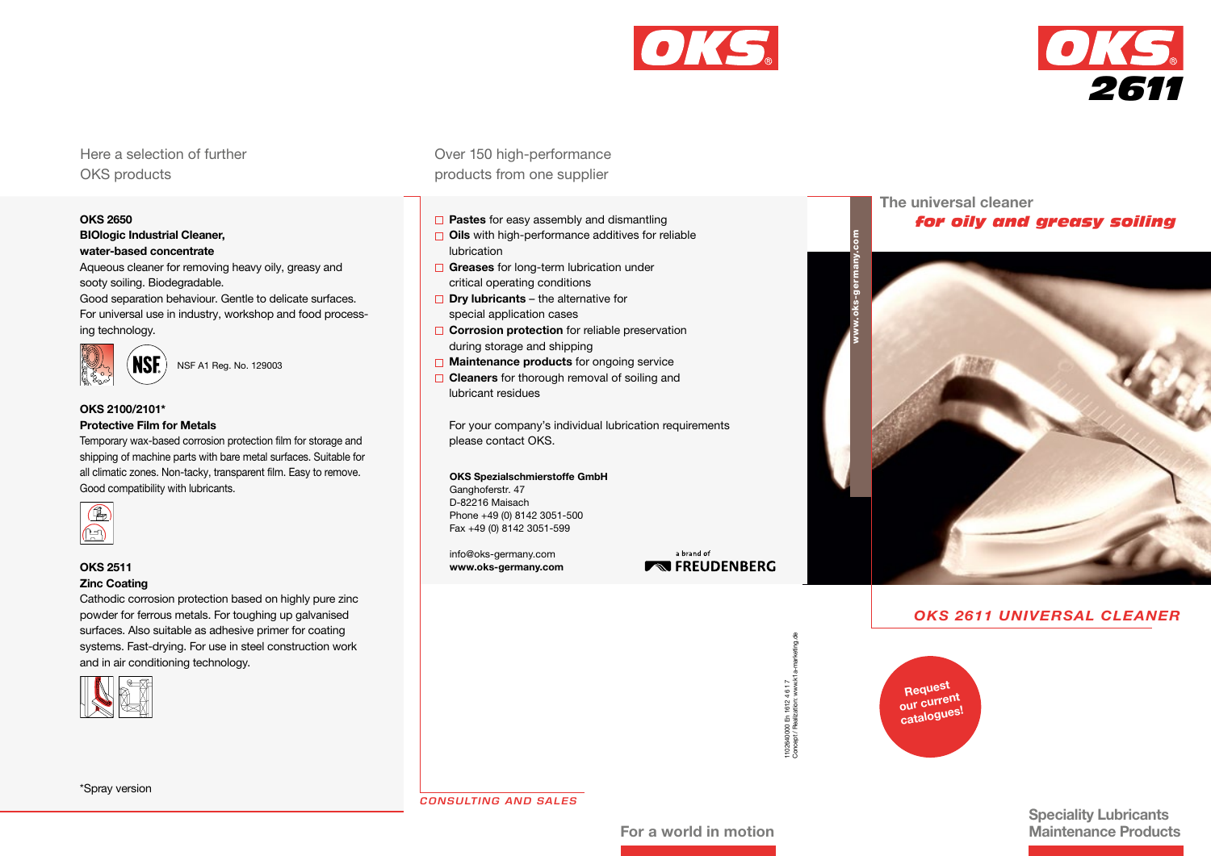Here a selection of further OKS products

### OKS 2650
**BIOlogic Industrial Cleaner, water-based concentrate**

Aqueous cleaner for removing heavy oily, greasy and sooty soiling. Biodegradable.
Good separation behaviour. Gentle to delicate surfaces.
For universal use in industry, workshop and food processing technology.

NSF A1 Reg. No. 129003

### OKS 2100/2101*
**Protective Film for Metals**

Temporary wax-based corrosion protection film for storage and shipping of machine parts with bare metal surfaces. Suitable for all climatic zones. Non-tacky, transparent film. Easy to remove. Good compatibility with lubricants.

### OKS 2511
**Zinc Coating**

Cathodic corrosion protection based on highly pure zinc powder for ferrous metals. For toughing up galvanised surfaces. Also suitable as adhesive primer for coating systems. Fast-drying. For use in steel construction work and in air conditioning technology.

*Spray version

Over 150 high-performance products from one supplier

- **Pastes** for easy assembly and dismantling
- **Oils** with high-performance additives for reliable lubrication
- **Greases** for long-term lubrication under critical operating conditions
- **Dry lubricants** – the alternative for special application cases
- **Corrosion protection** for reliable preservation during storage and shipping
- **Maintenance products** for ongoing service
- **Cleaners** for thorough removal of soiling and lubricant residues

For your company's individual lubrication requirements please contact OKS.

**OKS Spezialschmierstoffe GmbH**
Ganghoferstr. 47
D-82216 Maisach
Phone +49 (0) 8142 3051-500
Fax +49 (0) 8142 3051-599

info@oks-germany.com
**www.oks-germany.com**

a brand of FREUDENBERG

*CONSULTING AND SALES*

1102640000 En 1612 4 6 1 7
Concept / Realization: www.k1a-marketing.de

For a world in motion

OKS 2611

www.oks-germany.com

The universal cleaner
*for oily and greasy soiling*

*OKS 2611 UNIVERSAL CLEANER*

Request our current catalogues!

Speciality Lubricants
Maintenance Products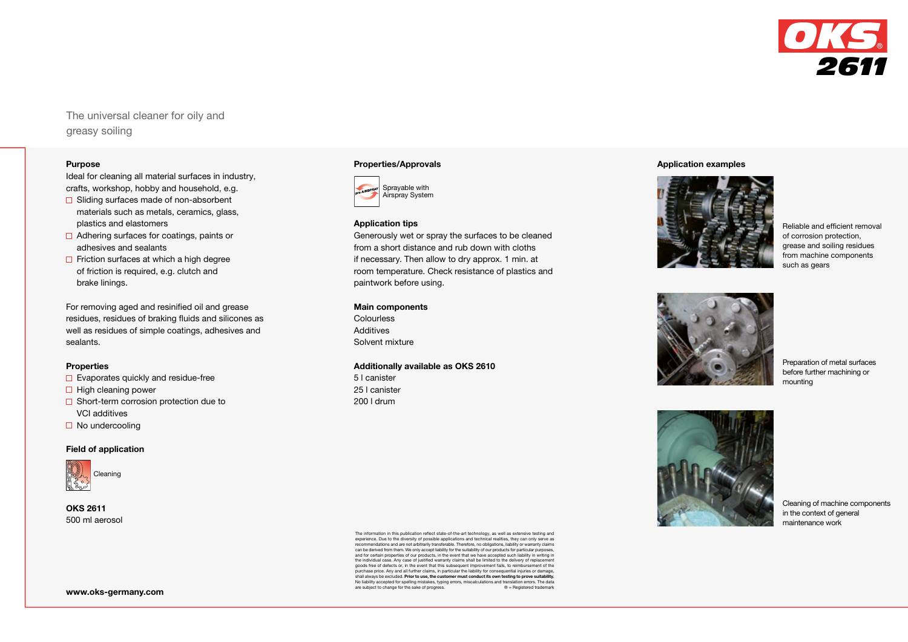# OKS 2611

The universal cleaner for oily and greasy soiling

## Purpose

Ideal for cleaning all material surfaces in industry, crafts, workshop, hobby and household, e.g.

- Sliding surfaces made of non-absorbent materials such as metals, ceramics, glass, plastics and elastomers
- Adhering surfaces for coatings, paints or adhesives and sealants
- Friction surfaces at which a high degree of friction is required, e.g. clutch and brake linings.

For removing aged and resinified oil and grease residues, residues of braking fluids and silicones as well as residues of simple coatings, adhesives and sealants.

## Properties

- Evaporates quickly and residue-free
- High cleaning power
- Short-term corrosion protection due to VCI additives
- No undercooling

## Field of application

Cleaning

**OKS 2611**
500 ml aerosol

## Properties/Approvals

Sprayable with Airspray System

## Application tips

Generously wet or spray the surfaces to be cleaned from a short distance and rub down with cloths if necessary. Then allow to dry approx. 1 min. at room temperature. Check resistance of plastics and paintwork before using.

## Main components

Colourless
Additives
Solvent mixture

## Additionally available as OKS 2610

5 l canister
25 l canister
200 l drum

## Application examples

Reliable and efficient removal of corrosion protection, grease and soiling residues from machine components such as gears

Preparation of metal surfaces before further machining or mounting

Cleaning of machine components in the context of general maintenance work

The information in this publication reflect state-of-the-art technology, as well as extensive testing and experience. Due to the diversity of possible applications and technical realities, they can only serve as recommendations and are not arbitrarily transferable. Therefore, no obligations, liability or warranty claims can be derived from them. We only accept liability for the suitability of our products for particular purposes, and for certain properties of our products, in the event that we have accepted such liability in writing in the individual case. Any case of justified warranty claims shall be limited to the delivery of replacement goods free of defects or, in the event that this subsequent improvement fails, to reimbursement of the purchase price. Any and all further claims, in particular the liability for consequential injuries or damage, shall always be excluded. **Prior to use, the customer must conduct its own testing to prove suitability.** No liability accepted for spelling mistakes, typing errors, miscalculations and translation errors. The data are subject to change for the sake of progress. ® = Registered trademark

**www.oks-germany.com**